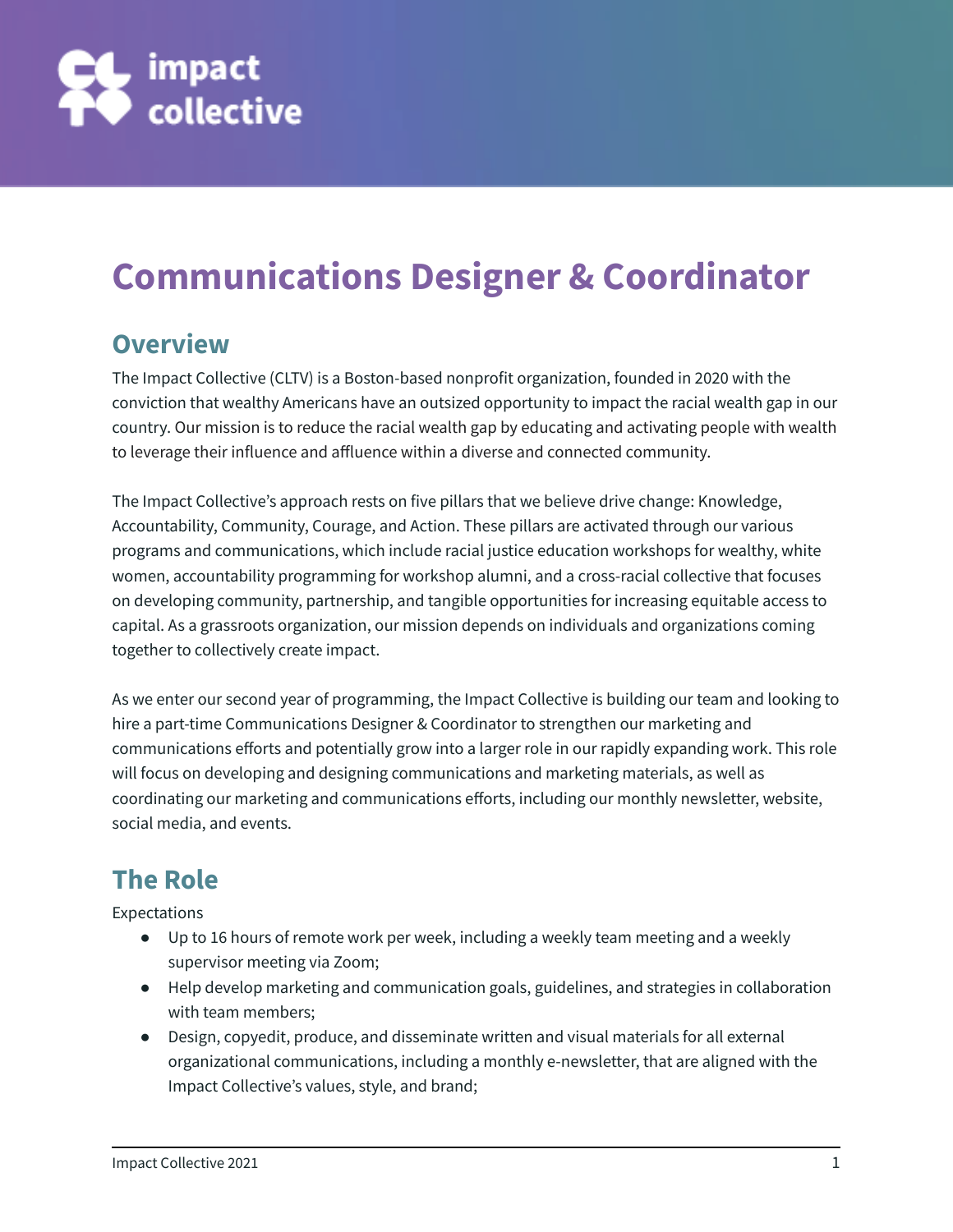impact collective

# Communications Designer & Coordinator

## Overview

The Impact Collective (CLTV) is a Boston-based nonprofit organization, founded in 2020 with the conviction that wealthy Americans have an outsized opportunity to impact the racial wealth gap in our country. Our mission is to reduce the racial wealth gap by educating and activating people with wealth to leverage their influence and affluence within a diverse and connected community.

The Impact Collective's approach rests on five pillars that we believe drive change: Knowledge, Accountability, Community, Courage, and Action. These pillars are activated through our various programs and communications, which include racial justice education workshops for wealthy, white women, accountability programming for workshop alumni, and a cross-racial collective that focuses on developing community, partnership, and tangible opportunities for increasing equitable access to capital. As a grassroots organization, our mission depends on individuals and organizations coming together to collectively create impact.

As we enter our second year of programming, the Impact Collective is building our team and looking to hire a part-time Communications Designer & Coordinator to strengthen our marketing and communications efforts and potentially grow into a larger role in our rapidly expanding work. This role will focus on developing and designing communications and marketing materials, as well as coordinating our marketing and communications efforts, including our monthly newsletter, website, social media, and events.

## The Role

Expectations

- Up to 16 hours of remote work per week, including a weekly team meeting and a weekly supervisor meeting via Zoom;
- Help develop marketing and communication goals, guidelines, and strategies in collaboration with team members;
- Design, copyedit, produce, and disseminate written and visual materials for all external organizational communications, including a monthly e-newsletter, that are aligned with the Impact Collective's values, style, and brand;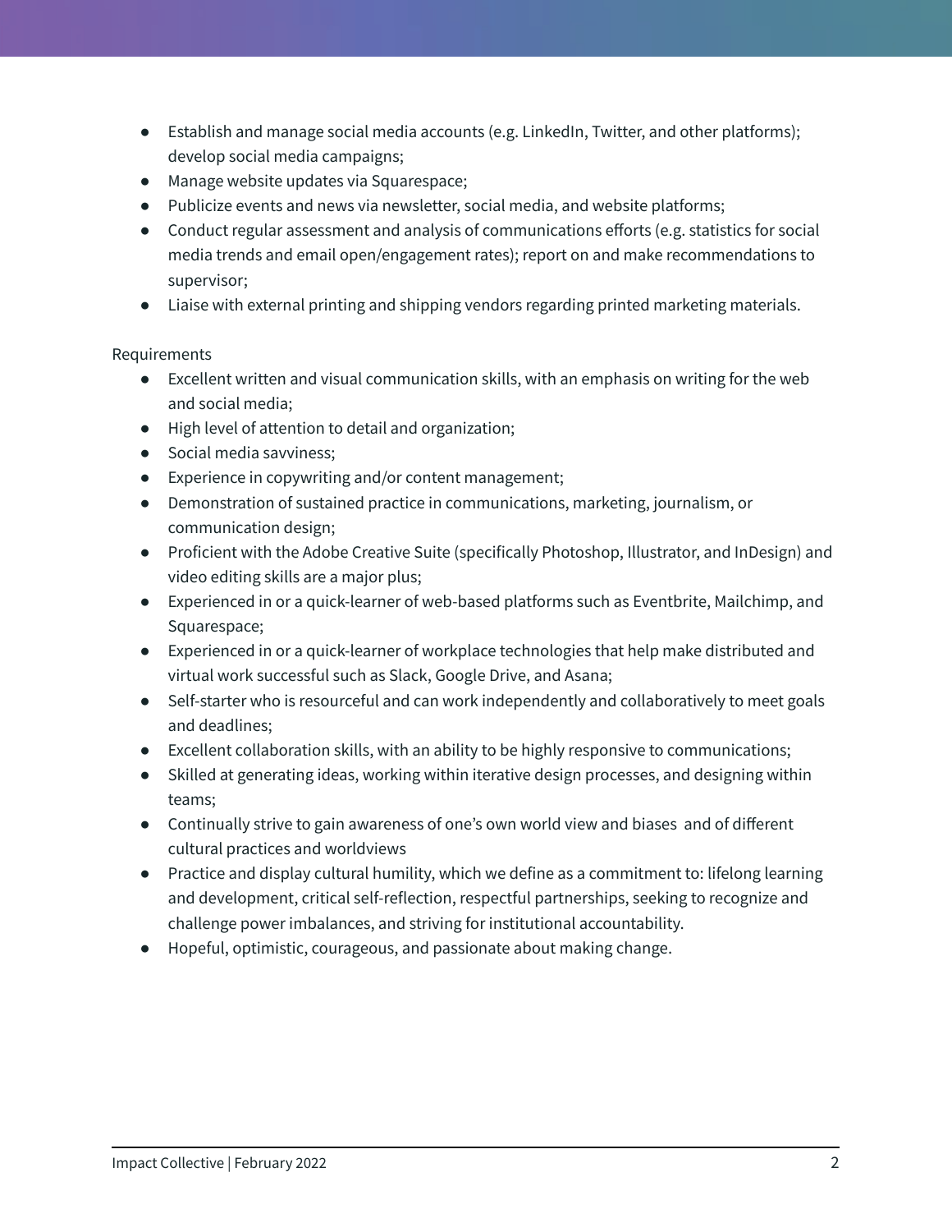- Establish and manage social media accounts (e.g. LinkedIn, Twitter, and other platforms); develop social media campaigns;
- Manage website updates via Squarespace;
- Publicize events and news via newsletter, social media, and website platforms;
- Conduct regular assessment and analysis of communications efforts (e.g. statistics for social media trends and email open/engagement rates); report on and make recommendations to supervisor;
- Liaise with external printing and shipping vendors regarding printed marketing materials.

Requirements

- Excellent written and visual communication skills, with an emphasis on writing for the web and social media;
- High level of attention to detail and organization;
- Social media savviness;
- Experience in copywriting and/or content management;
- Demonstration of sustained practice in communications, marketing, journalism, or communication design;
- Proficient with the Adobe Creative Suite (specifically Photoshop, Illustrator, and InDesign) and video editing skills are a major plus;
- Experienced in or a quick-learner of web-based platforms such as Eventbrite, Mailchimp, and Squarespace;
- Experienced in or a quick-learner of workplace technologies that help make distributed and virtual work successful such as Slack, Google Drive, and Asana;
- Self-starter who is resourceful and can work independently and collaboratively to meet goals and deadlines;
- Excellent collaboration skills, with an ability to be highly responsive to communications;
- Skilled at generating ideas, working within iterative design processes, and designing within teams;
- Continually strive to gain awareness of one's own world view and biases and of different cultural practices and worldviews
- Practice and display cultural humility, which we define as a commitment to: lifelong learning and development, critical self-reflection, respectful partnerships, seeking to recognize and challenge power imbalances, and striving for institutional accountability.
- Hopeful, optimistic, courageous, and passionate about making change.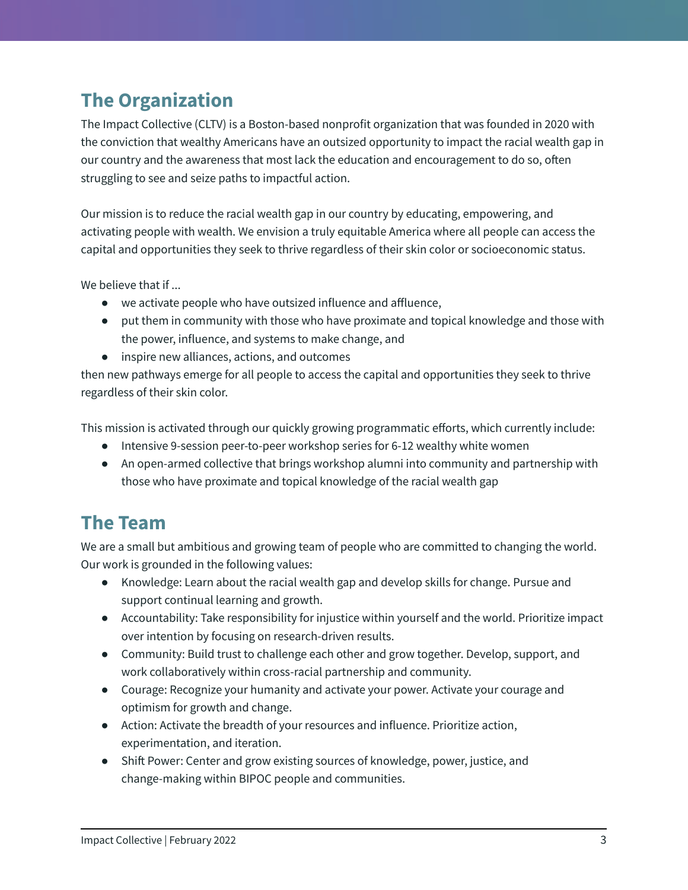## The Organization

The Impact Collective (CLTV) is a Boston-based nonprofit organization that was founded in 2020 with the conviction that wealthy Americans have an outsized opportunity to impact the racial wealth gap in our country and the awareness that most lack the education and encouragement to do so, often struggling to see and seize paths to impactful action.

Our mission is to reduce the racial wealth gap in our country by educating, empowering, and activating people with wealth. We envision a truly equitable America where all people can access the capital and opportunities they seek to thrive regardless of their skin color or socioeconomic status.

We believe that if ...

- we activate people who have outsized influence and affluence,
- put them in community with those who have proximate and topical knowledge and those with the power, influence, and systems to make change, and
- inspire new alliances, actions, and outcomes

then new pathways emerge for all people to access the capital and opportunities they seek to thrive regardless of their skin color.

This mission is activated through our quickly growing programmatic efforts, which currently include:

- Intensive 9-session peer-to-peer workshop series for 6-12 wealthy white women
- An open-armed collective that brings workshop alumni into community and partnership with those who have proximate and topical knowledge of the racial wealth gap

## The Team

We are a small but ambitious and growing team of people who are committed to changing the world. Our work is grounded in the following values:

- Knowledge: Learn about the racial wealth gap and develop skills for change. Pursue and support continual learning and growth.
- Accountability: Take responsibility for injustice within yourself and the world. Prioritize impact over intention by focusing on research-driven results.
- Community: Build trust to challenge each other and grow together. Develop, support, and work collaboratively within cross-racial partnership and community.
- Courage: Recognize your humanity and activate your power. Activate your courage and optimism for growth and change.
- Action: Activate the breadth of your resources and influence. Prioritize action, experimentation, and iteration.
- Shift Power: Center and grow existing sources of knowledge, power, justice, and change-making within BIPOC people and communities.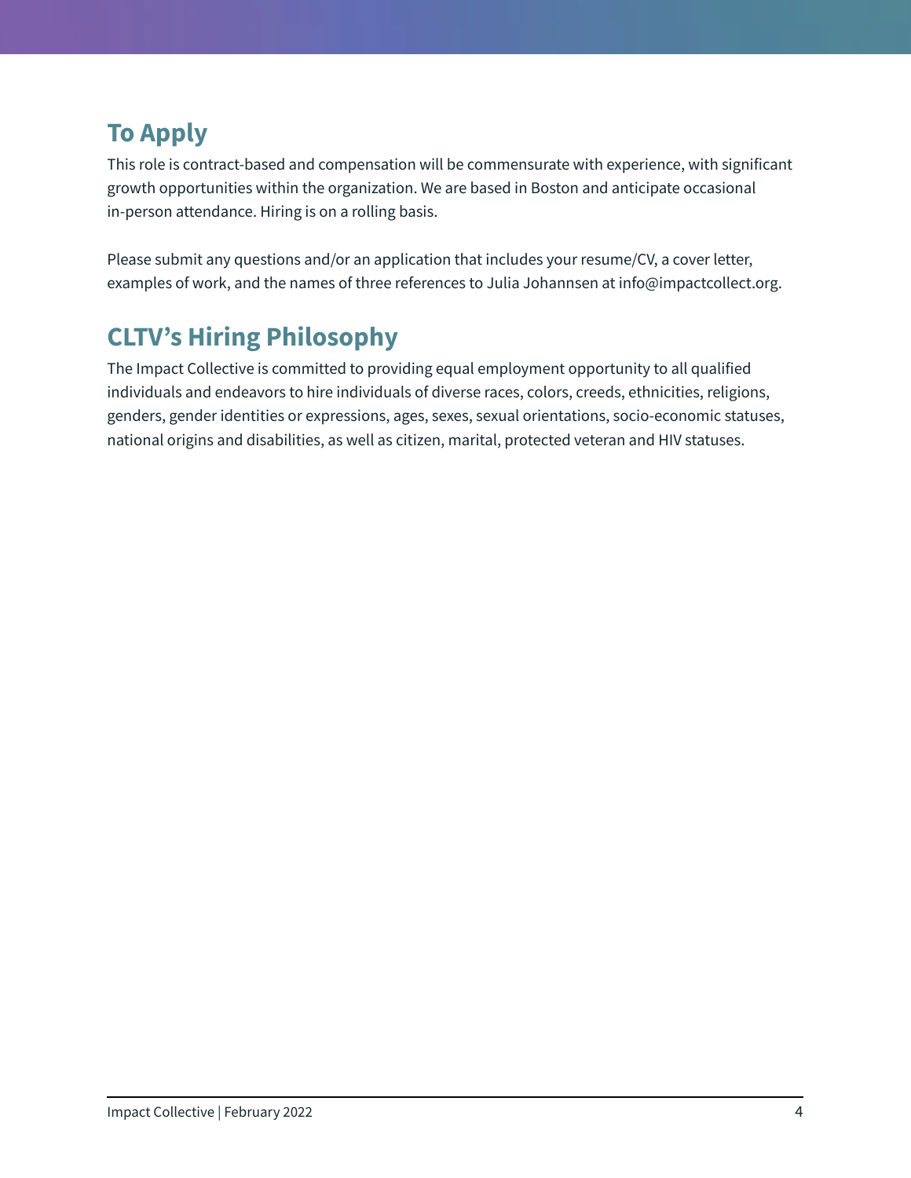## To Apply

This role is contract-based and compensation will be commensurate with experience, with significant growth opportunities within the organization. We are based in Boston and anticipate occasional in-person attendance. Hiring is on a rolling basis.

Please submit any questions and/or an application that includes your resume/CV, a cover letter, examples of work, and the names of three references to Julia Johannsen at info@impactcollect.org.

## CLTV's Hiring Philosophy

The Impact Collective is committed to providing equal employment opportunity to all qualified individuals and endeavors to hire individuals of diverse races, colors, creeds, ethnicities, religions, genders, gender identities or expressions, ages, sexes, sexual orientations, socio-economic statuses, national origins and disabilities, as well as citizen, marital, protected veteran and HIV statuses.